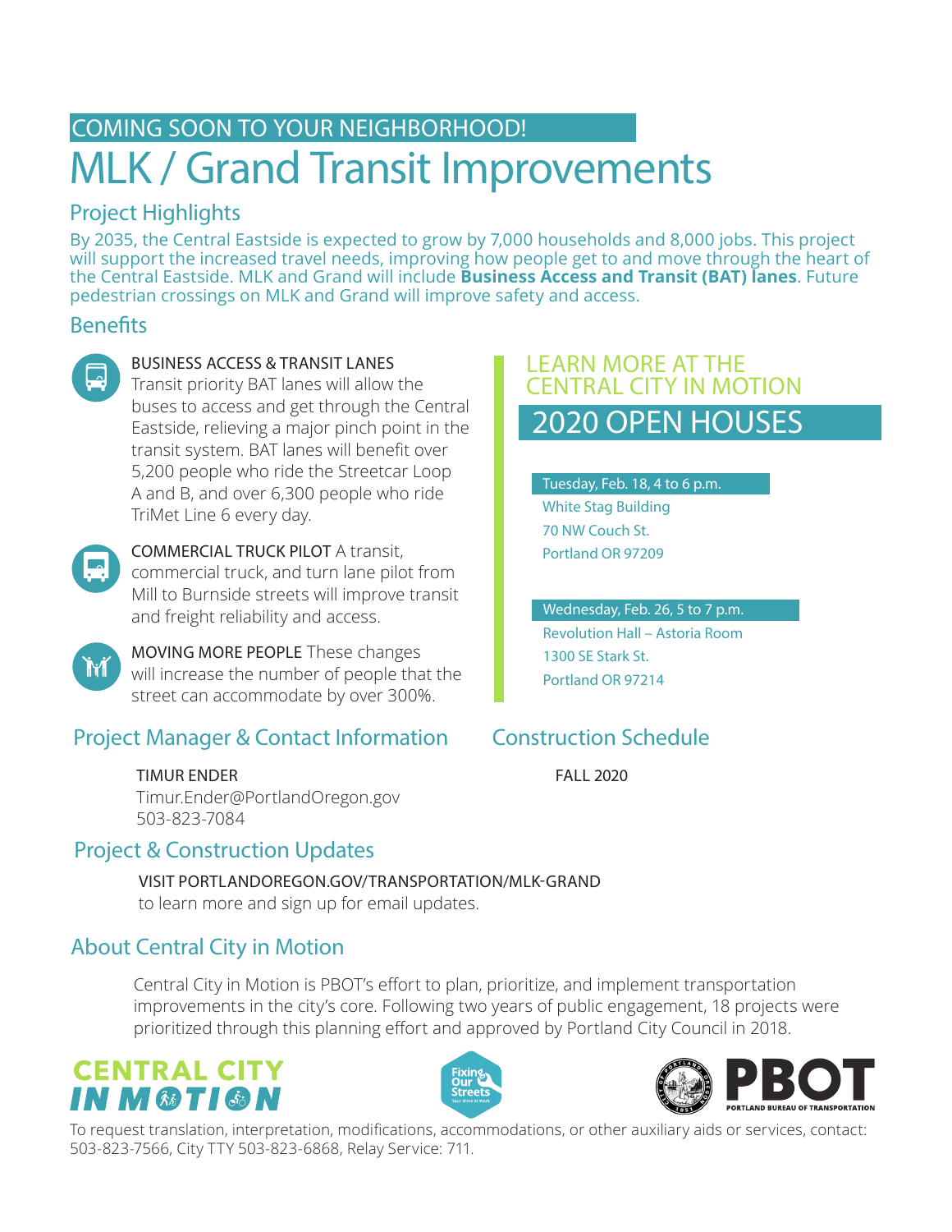COMING SOON TO YOUR NEIGHBORHOOD!

# MLK / Grand Transit Improvements

## Project Highlights

By 2035, the Central Eastside is expected to grow by 7,000 households and 8,000 jobs. This project will support the increased travel needs, improving how people get to and move through the heart of the Central Eastside. MLK and Grand will include **Business Access and Transit (BAT) lanes**. Future pedestrian crossings on MLK and Grand will improve safety and access.

## Benefits

**BUSINESS ACCESS & TRANSIT LANES** Transit priority BAT lanes will allow the buses to access and get through the Central Eastside, relieving a major pinch point in the transit system. BAT lanes will benefit over 5,200 people who ride the Streetcar Loop A and B, and over 6,300 people who ride TriMet Line 6 every day.

**COMMERCIAL TRUCK PILOT** A transit, commercial truck, and turn lane pilot from Mill to Burnside streets will improve transit and freight reliability and access.

**MOVING MORE PEOPLE** These changes will increase the number of people that the street can accommodate by over 300%.

## LEARN MORE AT THE CENTRAL CITY IN MOTION 2020 OPEN HOUSES

**Tuesday, Feb. 18, 4 to 6 p.m.**
White Stag Building
70 NW Couch St.
Portland OR 97209

**Wednesday, Feb. 26, 5 to 7 p.m.**
Revolution Hall – Astoria Room
1300 SE Stark St.
Portland OR 97214

## Project Manager & Contact Information

TIMUR ENDER
Timur.Ender@PortlandOregon.gov
503-823-7084

## Construction Schedule

FALL 2020

## Project & Construction Updates

VISIT PORTLANDOREGON.GOV/TRANSPORTATION/MLK-GRAND
to learn more and sign up for email updates.

## About Central City in Motion

Central City in Motion is PBOT's effort to plan, prioritize, and implement transportation improvements in the city's core. Following two years of public engagement, 18 projects were prioritized through this planning effort and approved by Portland City Council in 2018.

CENTRAL CITY IN MOTION | Fixing Our Streets | PBOT PORTLAND BUREAU OF TRANSPORTATION

To request translation, interpretation, modifications, accommodations, or other auxiliary aids or services, contact: 503-823-7566, City TTY 503-823-6868, Relay Service: 711.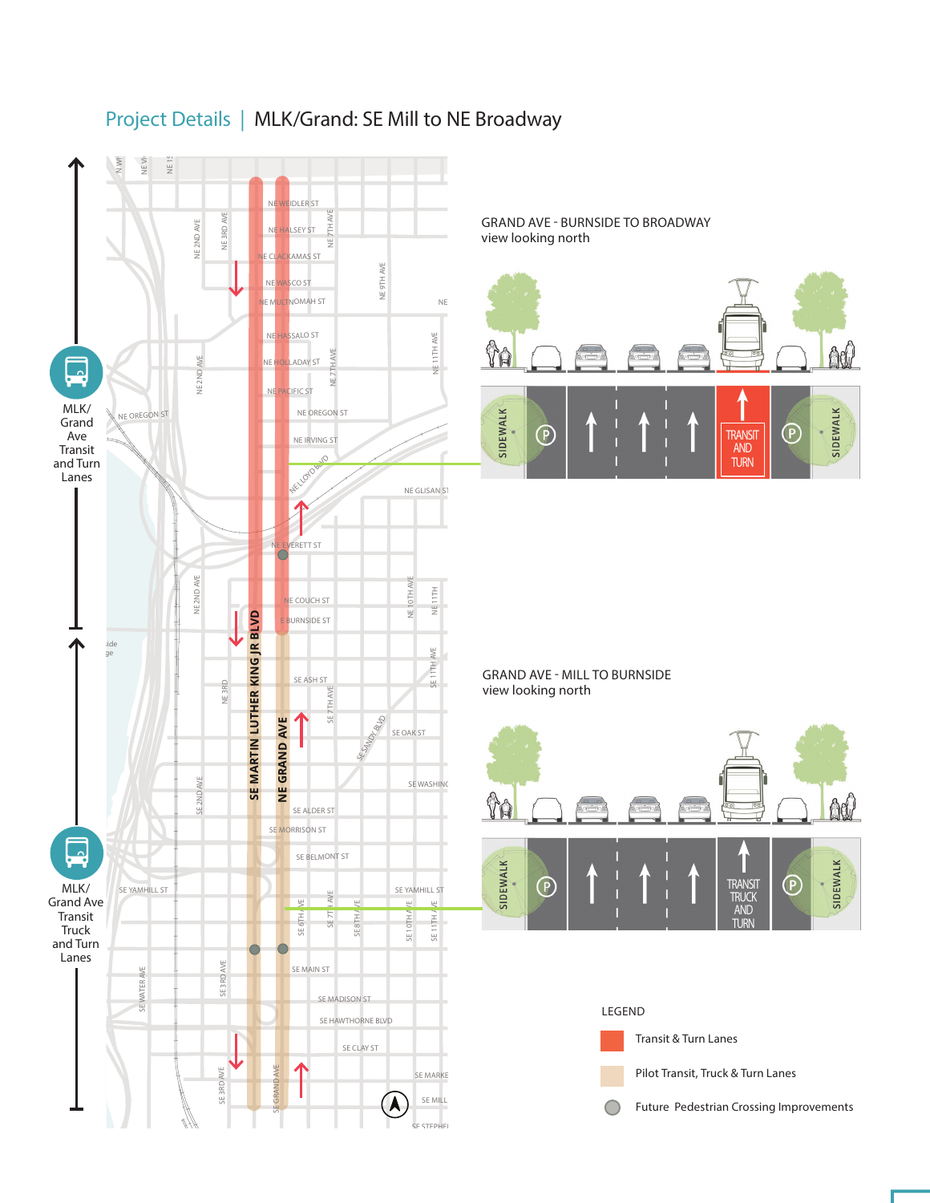# Project Details | MLK/Grand: SE Mill to NE Broadway

MLK/ Grand Ave Transit and Turn Lanes

MLK/ Grand Ave Transit Truck and Turn Lanes

SE MARTIN LUTHER KING JR BLVD

NE GRAND AVE

## GRAND AVE - BURNSIDE TO BROADWAY

view looking north

SIDEWALK

P

TRANSIT AND TURN

P

SIDEWALK

## GRAND AVE - MILL TO BURNSIDE

view looking north

SIDEWALK

P

TRANSIT TRUCK AND TURN

P

SIDEWALK

LEGEND

Transit & Turn Lanes

Pilot Transit, Truck & Turn Lanes

Future Pedestrian Crossing Improvements